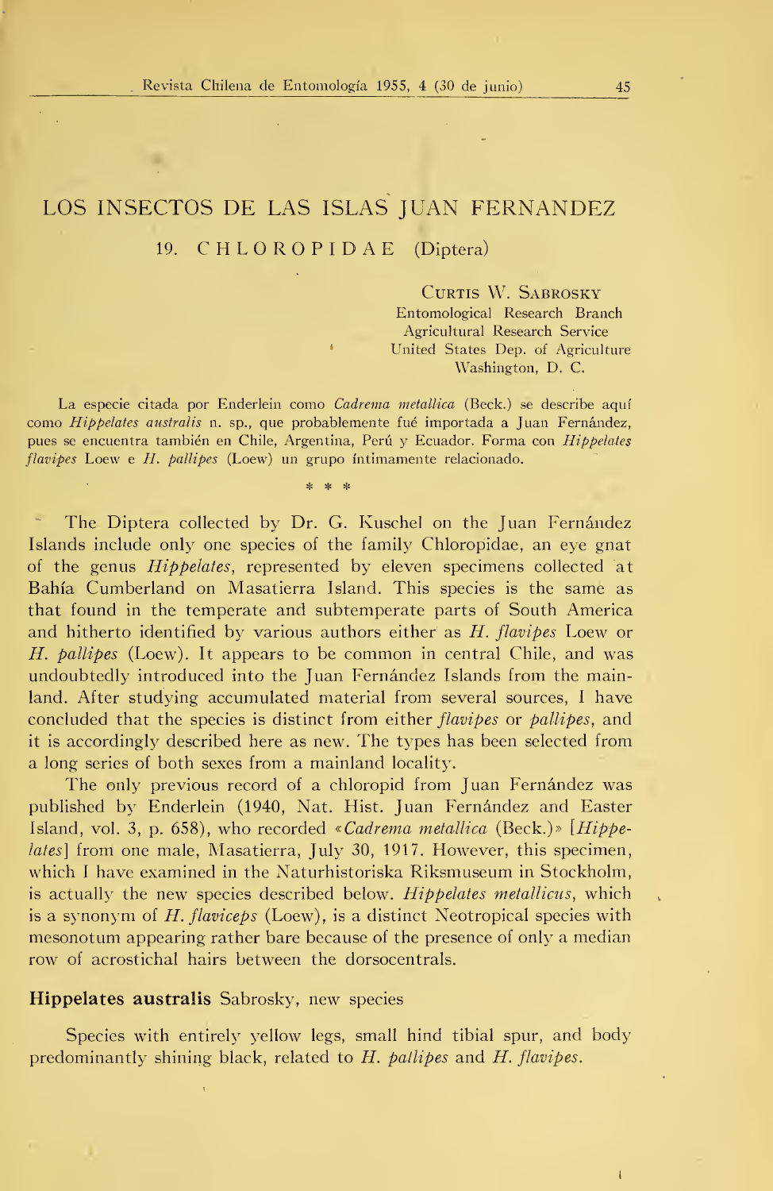# LOS INSECTOS DE LAS ISLAS JUAN FERNANDEZ

## 19. CHLOROPIDAE (Diptera)

Curtis W. Sabrosky
Entomological Research Branch
Agricultural Research Service
United States Dep. of Agriculture
Washington, D. C.

La especie citada por Enderlein como *Cadrema metallica* (Beck.) se describe aquí como *Hippelates australis* n. sp., que probablemente fué importada a Juan Fernández, pues se encuentra también en Chile, Argentina, Perú y Ecuador. Forma con *Hippelates flavipes* Loew e *H. pallipes* (Loew) un grupo íntimamente relacionado.

\* \* \*

The Diptera collected by Dr. G. Kuschel on the Juan Fernández Islands include only one species of the family Chloropidae, an eye gnat of the genus *Hippelates*, represented by eleven specimens collected at Bahía Cumberland on Masatierra Island. This species is the same as that found in the temperate and subtemperate parts of South America and hitherto identified by various authors either as *H. flavipes* Loew or *H. pallipes* (Loew). It appears to be common in central Chile, and was undoubtedly introduced into the Juan Fernández Islands from the mainland. After studying accumulated material from several sources, I have concluded that the species is distinct from either *flavipes* or *pallipes*, and it is accordingly described here as new. The types has been selected from a long series of both sexes from a mainland locality.

The only previous record of a chloropid from Juan Fernández was published by Enderlein (1940, Nat. Hist. Juan Fernández and Easter Island, vol. 3, p. 658), who recorded «*Cadrema metallica* (Beck.)» [*Hippelates*] from one male, Masatierra, July 30, 1917. However, this specimen, which I have examined in the Naturhistoriska Riksmuseum in Stockholm, is actually the new species described below. *Hippelates metallicus*, which is a synonym of *H. flaviceps* (Loew), is a distinct Neotropical species with mesonotum appearing rather bare because of the presence of only a median row of acrostichal hairs between the dorsocentrals.

**Hippelates australis** Sabrosky, new species

Species with entirely yellow legs, small hind tibial spur, and body predominantly shining black, related to *H. pallipes* and *H. flavipes*.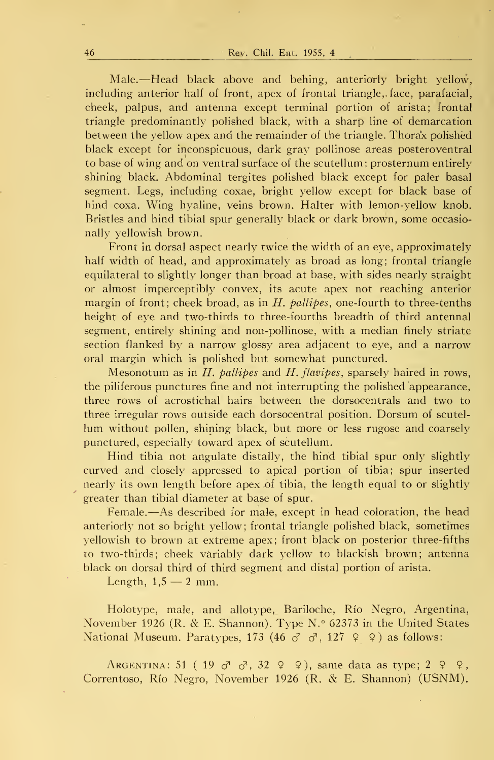Male.—Head black above and behing, anteriorly bright yellow, including anterior half of front, apex of frontal triangle, face, parafacial, cheek, palpus, and antenna except terminal portion of arista; frontal triangle predominantly polished black, with a sharp line of demarcation between the yellow apex and the remainder of the triangle. Thorax polished black except for inconspicuous, dark gray pollinose areas posteroventral to base of wing and on ventral surface of the scutellum; prosternum entirely shining black. Abdominal tergites polished black except for paler basal segment. Legs, including coxae, bright yellow except for black base of hind coxa. Wing hyaline, veins brown. Halter with lemon-yellow knob. Bristles and hind tibial spur generally black or dark brown, some occasionally yellowish brown.

Front in dorsal aspect nearly twice the width of an eye, approximately half width of head, and approximately as broad as long; frontal triangle equilateral to slightly longer than broad at base, with sides nearly straight or almost imperceptibly convex, its acute apex not reaching anterior margin of front; cheek broad, as in *H. pallipes*, one-fourth to three-tenths height of eye and two-thirds to three-fourths breadth of third antennal segment, entirely shining and non-pollinose, with a median finely striate section flanked by a narrow glossy area adjacent to eye, and a narrow oral margin which is polished but somewhat punctured.

Mesonotum as in *H. pallipes* and *H. flavipes*, sparsely haired in rows, the piliferous punctures fine and not interrupting the polished appearance, three rows of acrostichal hairs between the dorsocentrals and two to three irregular rows outside each dorsocentral position. Dorsum of scutellum without pollen, shining black, but more or less rugose and coarsely punctured, especially toward apex of scutellum.

Hind tibia not angulate distally, the hind tibial spur only slightly curved and closely appressed to apical portion of tibia; spur inserted nearly its own length before apex of tibia, the length equal to or slightly greater than tibial diameter at base of spur.

Female.—As described for male, except in head coloration, the head anteriorly not so bright yellow; frontal triangle polished black, sometimes yellowish to brown at extreme apex; front black on posterior three-fifths to two-thirds; cheek variably dark yellow to blackish brown; antenna black on dorsal third of third segment and distal portion of arista.

Length, 1,5 — 2 mm.

Holotype, male, and allotype, Bariloche, Río Negro, Argentina, November 1926 (R. & E. Shannon). Type N.° 62373 in the United States National Museum. Paratypes, 173 (46 ♂ ♂, 127 ♀ ♀) as follows:

ARGENTINA: 51 ( 19 ♂ ♂, 32 ♀ ♀), same data as type; 2 ♀ ♀, Correntoso, Río Negro, November 1926 (R. & E. Shannon) (USNM).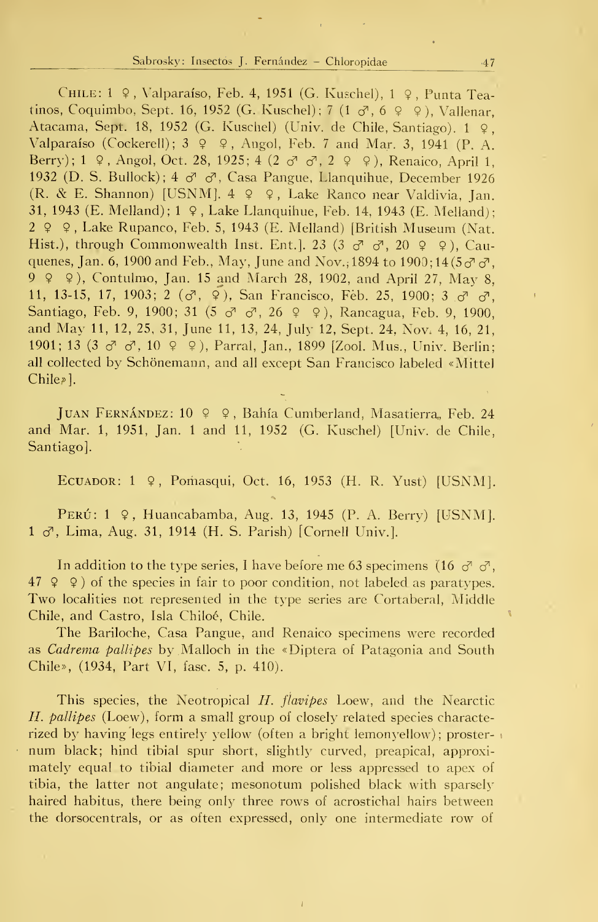CHILE: 1 ♀, Valparaíso, Feb. 4, 1951 (G. Kuschel), 1 ♀, Punta Teatinos, Coquimbo, Sept. 16, 1952 (G. Kuschel); 7 (1 ♂, 6 ♀ ♀), Vallenar, Atacama, Sept. 18, 1952 (G. Kuschel) (Univ. de Chile, Santiago). 1 ♀, Valparaíso (Cockerell); 3 ♀ ♀, Angol, Feb. 7 and Mar. 3, 1941 (P. A. Berry); 1 ♀, Angol, Oct. 28, 1925; 4 (2 ♂ ♂, 2 ♀ ♀), Renaico, April 1, 1932 (D. S. Bullock); 4 ♂ ♂, Casa Pangue, Llanquihue, December 1926 (R. & E. Shannon) [USNM]. 4 ♀ ♀, Lake Ranco near Valdivia, Jan. 31, 1943 (E. Melland); 1 ♀, Lake Llanquihue, Feb. 14, 1943 (E. Melland); 2 ♀ ♀, Lake Rupanco, Feb. 5, 1943 (E. Melland) [British Museum (Nat. Hist.), through Commonwealth Inst. Ent.]. 23 (3 ♂ ♂, 20 ♀ ♀), Cauquenes, Jan. 6, 1900 and Feb., May, June and Nov., 1894 to 1900; 14 (5 ♂ ♂, 9 ♀ ♀), Contulmo, Jan. 15 and March 28, 1902, and April 27, May 8, 11, 13-15, 17, 1903; 2 (♂, ♀), San Francisco, Feb. 25, 1900; 3 ♂ ♂, Santiago, Feb. 9, 1900; 31 (5 ♂ ♂, 26 ♀ ♀), Rancagua, Feb. 9, 1900, and May 11, 12, 25, 31, June 11, 13, 24, July 12, Sept. 24, Nov. 4, 16, 21, 1901; 13 (3 ♂ ♂, 10 ♀ ♀), Parral, Jan., 1899 [Zool. Mus., Univ. Berlin; all collected by Schönemann, and all except San Francisco labeled «Mittel Chile»].

JUAN FERNÁNDEZ: 10 ♀ ♀, Bahía Cumberland, Masatierra, Feb. 24 and Mar. 1, 1951, Jan. 1 and 11, 1952 (G. Kuschel) [Univ. de Chile, Santiago].

ECUADOR: 1 ♀, Pomasqui, Oct. 16, 1953 (H. R. Yust) [USNM].

PERÚ: 1 ♀, Huancabamba, Aug. 13, 1945 (P. A. Berry) [USNM]. 1 ♂, Lima, Aug. 31, 1914 (H. S. Parish) [Cornell Univ.].

In addition to the type series, I have before me 63 specimens (16 ♂ ♂, 47 ♀ ♀) of the species in fair to poor condition, not labeled as paratypes. Two localities not represented in the type series are Cortaberal, Middle Chile, and Castro, Isla Chiloé, Chile.

The Bariloche, Casa Pangue, and Renaico specimens were recorded as *Cadrema pallipes* by Malloch in the «Diptera of Patagonia and South Chile», (1934, Part VI, fasc. 5, p. 410).

This species, the Neotropical *H. flavipes* Loew, and the Nearctic *H. pallipes* (Loew), form a small group of closely related species characterized by having legs entirely yellow (often a bright lemonyellow); prosternum black; hind tibial spur short, slightly curved, preapical, approximately equal to tibial diameter and more or less appressed to apex of tibia, the latter not angulate; mesonotum polished black with sparsely haired habitus, there being only three rows of acrostichal hairs between the dorsocentrals, or as often expressed, only one intermediate row of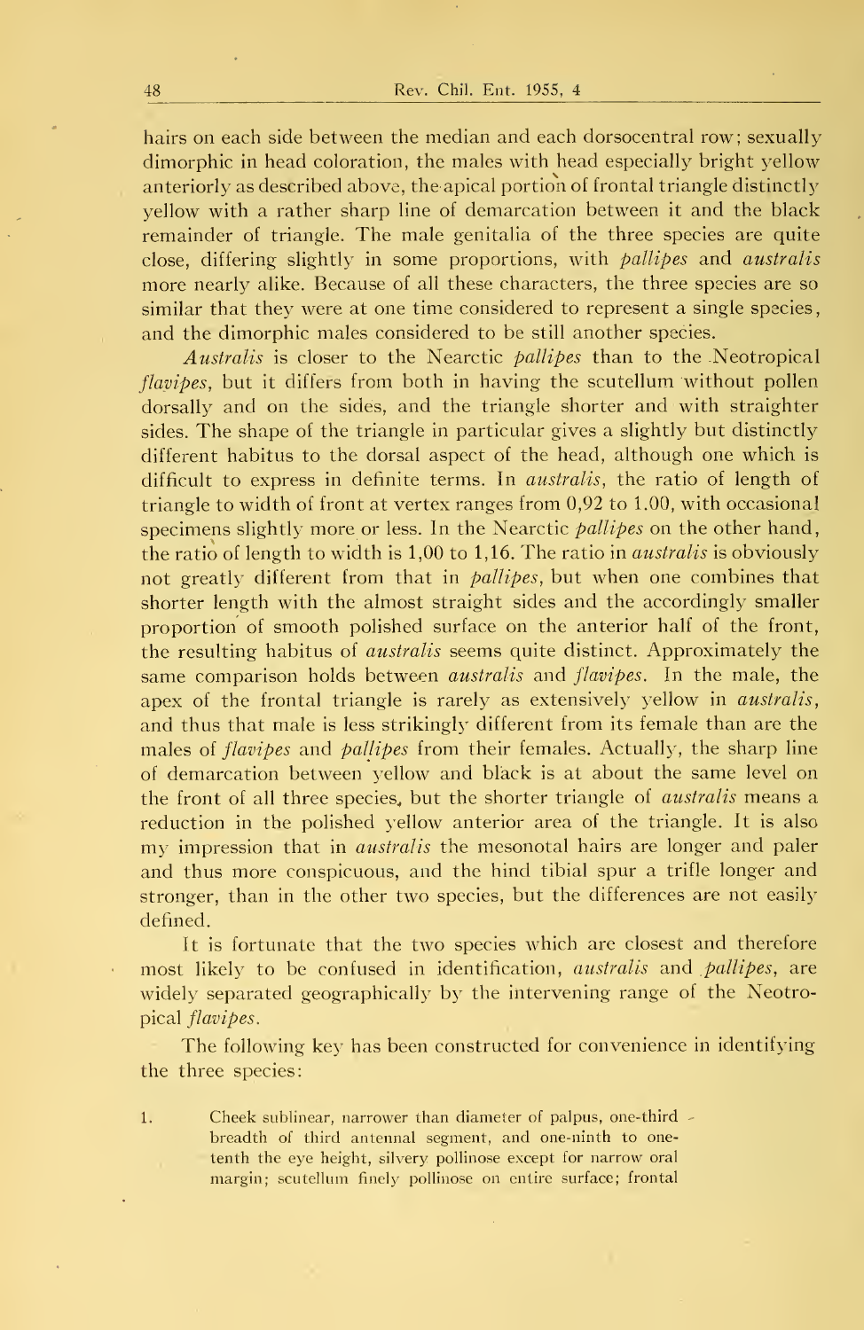hairs on each side between the median and each dorsocentral row; sexually dimorphic in head coloration, the males with head especially bright yellow anteriorly as described above, the apical portion of frontal triangle distinctly yellow with a rather sharp line of demarcation between it and the black remainder of triangle. The male genitalia of the three species are quite close, differing slightly in some proportions, with *pallipes* and *australis* more nearly alike. Because of all these characters, the three species are so similar that they were at one time considered to represent a single species, and the dimorphic males considered to be still another species.

*Australis* is closer to the Nearctic *pallipes* than to the Neotropical *flavipes*, but it differs from both in having the scutellum without pollen dorsally and on the sides, and the triangle shorter and with straighter sides. The shape of the triangle in particular gives a slightly but distinctly different habitus to the dorsal aspect of the head, although one which is difficult to express in definite terms. In *australis*, the ratio of length of triangle to width of front at vertex ranges from 0,92 to 1.00, with occasional specimens slightly more or less. In the Nearctic *pallipes* on the other hand, the ratio of length to width is 1,00 to 1,16. The ratio in *australis* is obviously not greatly different from that in *pallipes*, but when one combines that shorter length with the almost straight sides and the accordingly smaller proportion of smooth polished surface on the anterior half of the front, the resulting habitus of *australis* seems quite distinct. Approximately the same comparison holds between *australis* and *flavipes*. In the male, the apex of the frontal triangle is rarely as extensively yellow in *australis*, and thus that male is less strikingly different from its female than are the males of *flavipes* and *pallipes* from their females. Actually, the sharp line of demarcation between yellow and black is at about the same level on the front of all three species, but the shorter triangle of *australis* means a reduction in the polished yellow anterior area of the triangle. It is also my impression that in *australis* the mesonotal hairs are longer and paler and thus more conspicuous, and the hind tibial spur a trifle longer and stronger, than in the other two species, but the differences are not easily defined.

It is fortunate that the two species which are closest and therefore most likely to be confused in identification, *australis* and *pallipes*, are widely separated geographically by the intervening range of the Neotropical *flavipes*.

The following key has been constructed for convenience in identifying the three species:

1. Cheek sublinear, narrower than diameter of palpus, one-third breadth of third antennal segment, and one-ninth to one-tenth the eye height, silvery pollinose except for narrow oral margin; scutellum finely pollinose on entire surface; frontal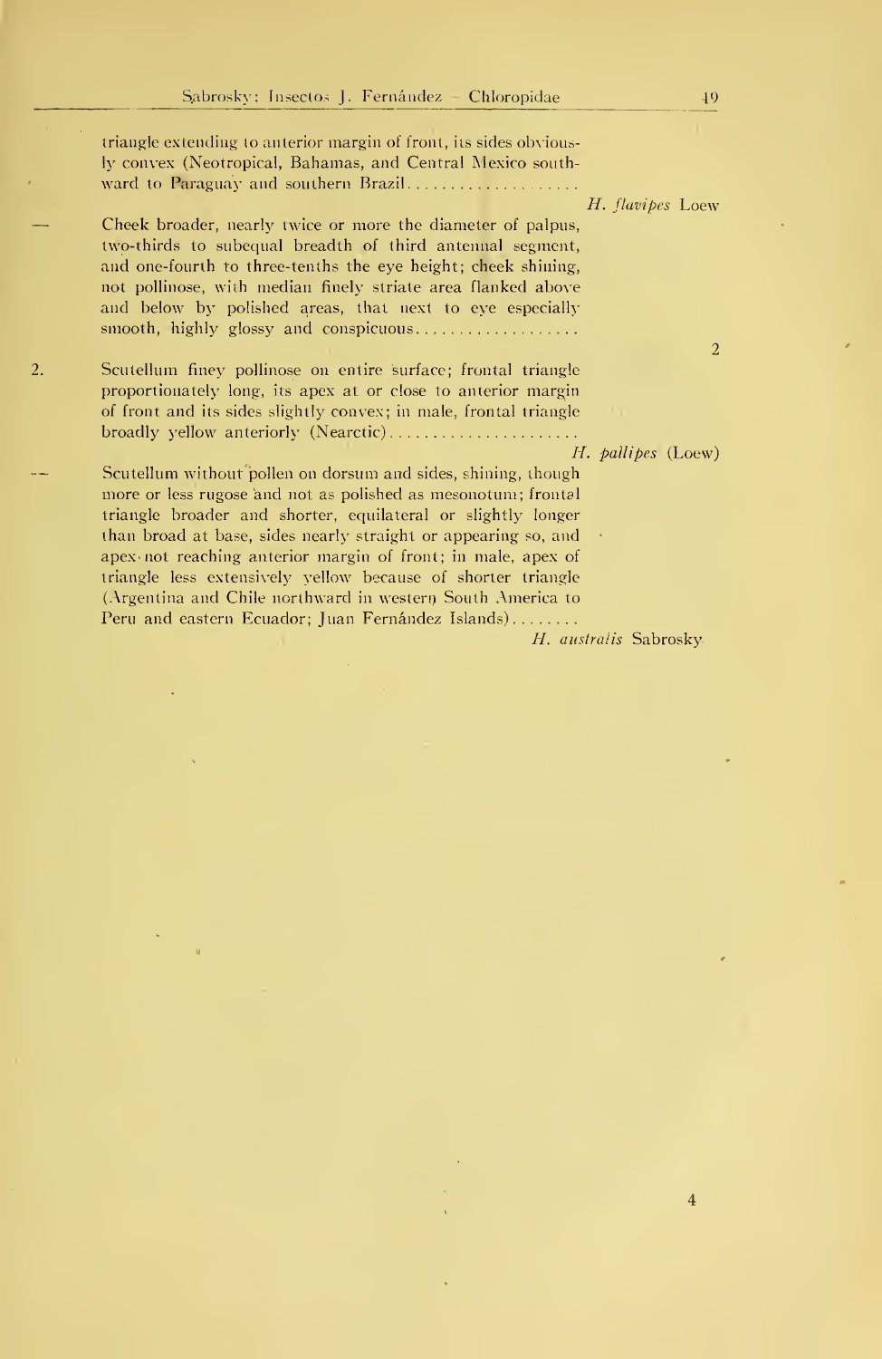triangle extending to anterior margin of front, its sides obviously convex (Neotropical, Bahamas, and Central Mexico southward to Paraguay and southern Brazil.................... *H. flavipes* Loew

— Cheek broader, nearly twice or more the diameter of palpus, two-thirds to subequal breadth of third antennal segment, and one-fourth to three-tenths the eye height; cheek shining, not pollinose, with median finely striate area flanked above and below by polished areas, that next to eye especially smooth, highly glossy and conspicuous.................... 2

2. Scutellum finey pollinose on entire surface; frontal triangle proportionately long, its apex at or close to anterior margin of front and its sides slightly convex; in male, frontal triangle broadly yellow anteriorly (Nearctic)...................... *H. pallipes* (Loew)

— Scutellum without pollen on dorsum and sides, shining, though more or less rugose and not as polished as mesonotum; frontal triangle broader and shorter, equilateral or slightly longer than broad at base, sides nearly straight or appearing so, and apex not reaching anterior margin of front; in male, apex of triangle less extensively yellow because of shorter triangle (Argentina and Chile northward in western South America to Peru and eastern Ecuador; Juan Fernández Islands)........ *H. australis* Sabrosky